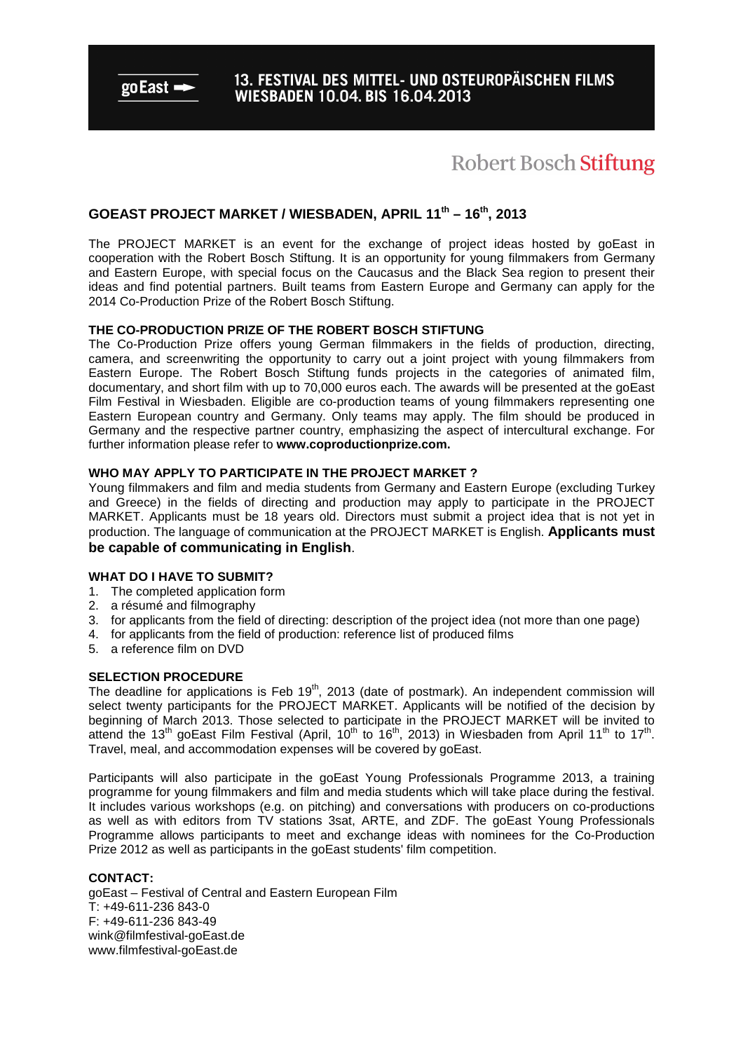goEast

**13. FESTIVAL DES MITTEL- UND OSTEUROPÄISCHEN FILMS WIESBADEN 10.04. BIS 16.04.2013**

Robert Bosch Stiftung

## GOEAST PROJECT MARKET / WIESBADEN, APRIL 11th – 16th, 2013

The PROJECT MARKET is an event for the exchange of project ideas hosted by goEast in cooperation with the Robert Bosch Stiftung. It is an opportunity for young filmmakers from Germany and Eastern Europe, with special focus on the Caucasus and the Black Sea region to present their ideas and find potential partners. Built teams from Eastern Europe and Germany can apply for the 2014 Co-Production Prize of the Robert Bosch Stiftung.

### THE CO-PRODUCTION PRIZE OF THE ROBERT BOSCH STIFTUNG

The Co-Production Prize offers young German filmmakers in the fields of production, directing, camera, and screenwriting the opportunity to carry out a joint project with young filmmakers from Eastern Europe. The Robert Bosch Stiftung funds projects in the categories of animated film, documentary, and short film with up to 70,000 euros each. The awards will be presented at the goEast Film Festival in Wiesbaden. Eligible are co-production teams of young filmmakers representing one Eastern European country and Germany. Only teams may apply. The film should be produced in Germany and the respective partner country, emphasizing the aspect of intercultural exchange. For further information please refer to **www.coproductionprize.com.**

### WHO MAY APPLY TO PARTICIPATE IN THE PROJECT MARKET ?

Young filmmakers and film and media students from Germany and Eastern Europe (excluding Turkey and Greece) in the fields of directing and production may apply to participate in the PROJECT MARKET. Applicants must be 18 years old. Directors must submit a project idea that is not yet in production. The language of communication at the PROJECT MARKET is English. **Applicants must be capable of communicating in English**.

### WHAT DO I HAVE TO SUBMIT?

1. The completed application form
2. a résumé and filmography
3. for applicants from the field of directing: description of the project idea (not more than one page)
4. for applicants from the field of production: reference list of produced films
5. a reference film on DVD

### SELECTION PROCEDURE

The deadline for applications is Feb 19th, 2013 (date of postmark). An independent commission will select twenty participants for the PROJECT MARKET. Applicants will be notified of the decision by beginning of March 2013. Those selected to participate in the PROJECT MARKET will be invited to attend the 13th goEast Film Festival (April, 10th to 16th, 2013) in Wiesbaden from April 11th to 17th. Travel, meal, and accommodation expenses will be covered by goEast.

Participants will also participate in the goEast Young Professionals Programme 2013, a training programme for young filmmakers and film and media students which will take place during the festival. It includes various workshops (e.g. on pitching) and conversations with producers on co-productions as well as with editors from TV stations 3sat, ARTE, and ZDF. The goEast Young Professionals Programme allows participants to meet and exchange ideas with nominees for the Co-Production Prize 2012 as well as participants in the goEast students' film competition.

### CONTACT:

goEast – Festival of Central and Eastern European Film
T: +49-611-236 843-0
F: +49-611-236 843-49
wink@filmfestival-goEast.de
www.filmfestival-goEast.de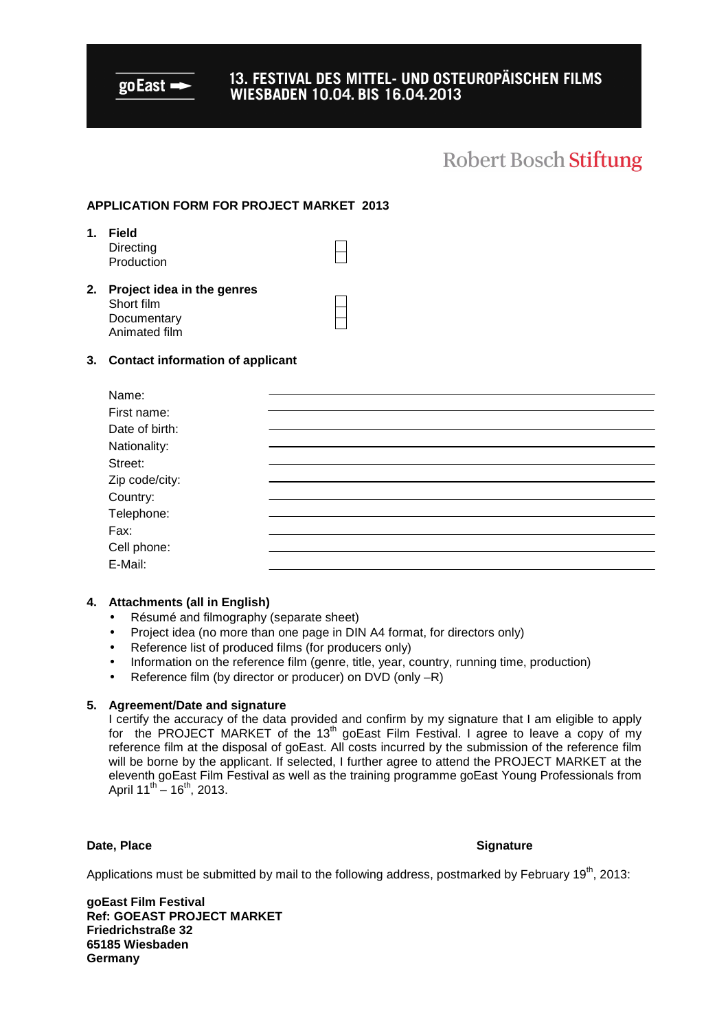goEast ➨ **13. FESTIVAL DES MITTEL- UND OSTEUROPÄISCHEN FILMS WIESBADEN 10.04. BIS 16.04.2013**

Robert Bosch Stiftung

## APPLICATION FORM FOR PROJECT MARKET 2013

1. **Field**
   Directing ☐
   Production ☐

2. **Project idea in the genres**
   Short film ☐
   Documentary ☐
   Animated film ☐

3. **Contact information of applicant**

Name: \_\_\_\_\_\_\_\_\_\_\_\_\_\_\_\_\_\_\_\_\_\_\_\_\_\_\_\_\_\_

First name: \_\_\_\_\_\_\_\_\_\_\_\_\_\_\_\_\_\_\_\_\_\_\_\_\_\_\_\_\_\_

Date of birth: \_\_\_\_\_\_\_\_\_\_\_\_\_\_\_\_\_\_\_\_\_\_\_\_\_\_\_\_\_\_

Nationality: \_\_\_\_\_\_\_\_\_\_\_\_\_\_\_\_\_\_\_\_\_\_\_\_\_\_\_\_\_\_

Street: \_\_\_\_\_\_\_\_\_\_\_\_\_\_\_\_\_\_\_\_\_\_\_\_\_\_\_\_\_\_

Zip code/city: \_\_\_\_\_\_\_\_\_\_\_\_\_\_\_\_\_\_\_\_\_\_\_\_\_\_\_\_\_\_

Country: \_\_\_\_\_\_\_\_\_\_\_\_\_\_\_\_\_\_\_\_\_\_\_\_\_\_\_\_\_\_

Telephone: \_\_\_\_\_\_\_\_\_\_\_\_\_\_\_\_\_\_\_\_\_\_\_\_\_\_\_\_\_\_

Fax: \_\_\_\_\_\_\_\_\_\_\_\_\_\_\_\_\_\_\_\_\_\_\_\_\_\_\_\_\_\_

Cell phone: \_\_\_\_\_\_\_\_\_\_\_\_\_\_\_\_\_\_\_\_\_\_\_\_\_\_\_\_\_\_

E-Mail: \_\_\_\_\_\_\_\_\_\_\_\_\_\_\_\_\_\_\_\_\_\_\_\_\_\_\_\_\_\_

4. **Attachments (all in English)**
   - Résumé and filmography (separate sheet)
   - Project idea (no more than one page in DIN A4 format, for directors only)
   - Reference list of produced films (for producers only)
   - Information on the reference film (genre, title, year, country, running time, production)
   - Reference film (by director or producer) on DVD (only –R)

5. **Agreement/Date and signature**
   I certify the accuracy of the data provided and confirm by my signature that I am eligible to apply for the PROJECT MARKET of the 13th goEast Film Festival. I agree to leave a copy of my reference film at the disposal of goEast. All costs incurred by the submission of the reference film will be borne by the applicant. If selected, I further agree to attend the PROJECT MARKET at the eleventh goEast Film Festival as well as the training programme goEast Young Professionals from April 11th – 16th, 2013.

**Date, Place** **Signature**

Applications must be submitted by mail to the following address, postmarked by February 19th, 2013:

**goEast Film Festival**
**Ref: GOEAST PROJECT MARKET**
**Friedrichstraße 32**
**65185 Wiesbaden**
**Germany**